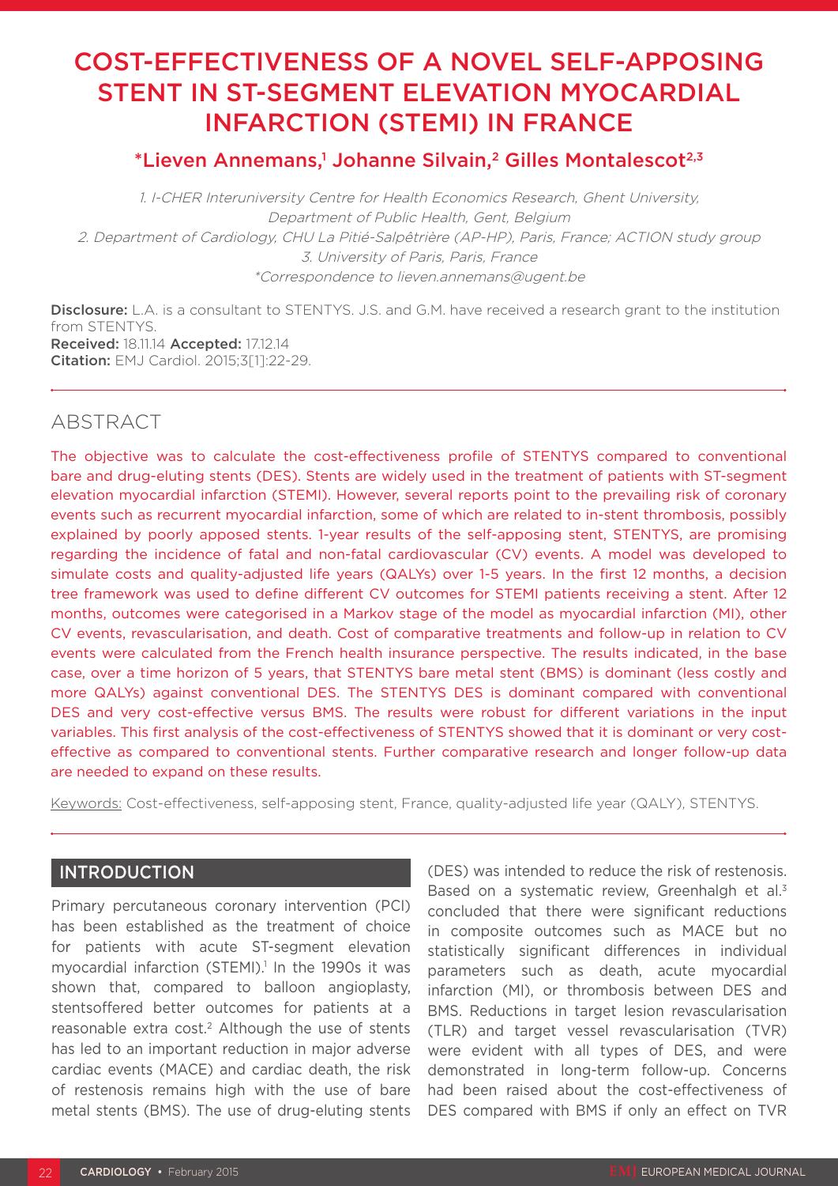# COST-EFFECTIVENESS OF A NOVEL SELF-APPOSING STENT IN ST-SEGMENT ELEVATION MYOCARDIAL INFARCTION (STEMI) IN FRANCE

### *Lieven Annemans,[1] Johanne Silvain,[2] Gilles Montalescot[2,3]

*1. I-CHER Interuniversity Centre for Health Economics Research, Ghent University, Department of Public Health, Gent, Belgium*
*2. Department of Cardiology, CHU La Pitié-Salpêtrière (AP-HP), Paris, France; ACTION study group*
*3. University of Paris, Paris, France*
*\*Correspondence to lieven.annemans@ugent.be*

**Disclosure:** L.A. is a consultant to STENTYS. J.S. and G.M. have received a research grant to the institution from STENTYS.
**Received:** 18.11.14 **Accepted:** 17.12.14
**Citation:** EMJ Cardiol. 2015;3[1]:22-29.

## ABSTRACT

The objective was to calculate the cost-effectiveness profile of STENTYS compared to conventional bare and drug-eluting stents (DES). Stents are widely used in the treatment of patients with ST-segment elevation myocardial infarction (STEMI). However, several reports point to the prevailing risk of coronary events such as recurrent myocardial infarction, some of which are related to in-stent thrombosis, possibly explained by poorly apposed stents. 1-year results of the self-apposing stent, STENTYS, are promising regarding the incidence of fatal and non-fatal cardiovascular (CV) events. A model was developed to simulate costs and quality-adjusted life years (QALYs) over 1-5 years. In the first 12 months, a decision tree framework was used to define different CV outcomes for STEMI patients receiving a stent. After 12 months, outcomes were categorised in a Markov stage of the model as myocardial infarction (MI), other CV events, revascularisation, and death. Cost of comparative treatments and follow-up in relation to CV events were calculated from the French health insurance perspective. The results indicated, in the base case, over a time horizon of 5 years, that STENTYS bare metal stent (BMS) is dominant (less costly and more QALYs) against conventional DES. The STENTYS DES is dominant compared with conventional DES and very cost-effective versus BMS. The results were robust for different variations in the input variables. This first analysis of the cost-effectiveness of STENTYS showed that it is dominant or very cost-effective as compared to conventional stents. Further comparative research and longer follow-up data are needed to expand on these results.

Keywords: Cost-effectiveness, self-apposing stent, France, quality-adjusted life year (QALY), STENTYS.

## INTRODUCTION

Primary percutaneous coronary intervention (PCI) has been established as the treatment of choice for patients with acute ST-segment elevation myocardial infarction (STEMI).[1] In the 1990s it was shown that, compared to balloon angioplasty, stentsoffered better outcomes for patients at a reasonable extra cost.[2] Although the use of stents has led to an important reduction in major adverse cardiac events (MACE) and cardiac death, the risk of restenosis remains high with the use of bare metal stents (BMS). The use of drug-eluting stents (DES) was intended to reduce the risk of restenosis. Based on a systematic review, Greenhalgh et al.[3] concluded that there were significant reductions in composite outcomes such as MACE but no statistically significant differences in individual parameters such as death, acute myocardial infarction (MI), or thrombosis between DES and BMS. Reductions in target lesion revascularisation (TLR) and target vessel revascularisation (TVR) were evident with all types of DES, and were demonstrated in long-term follow-up. Concerns had been raised about the cost-effectiveness of DES compared with BMS if only an effect on TVR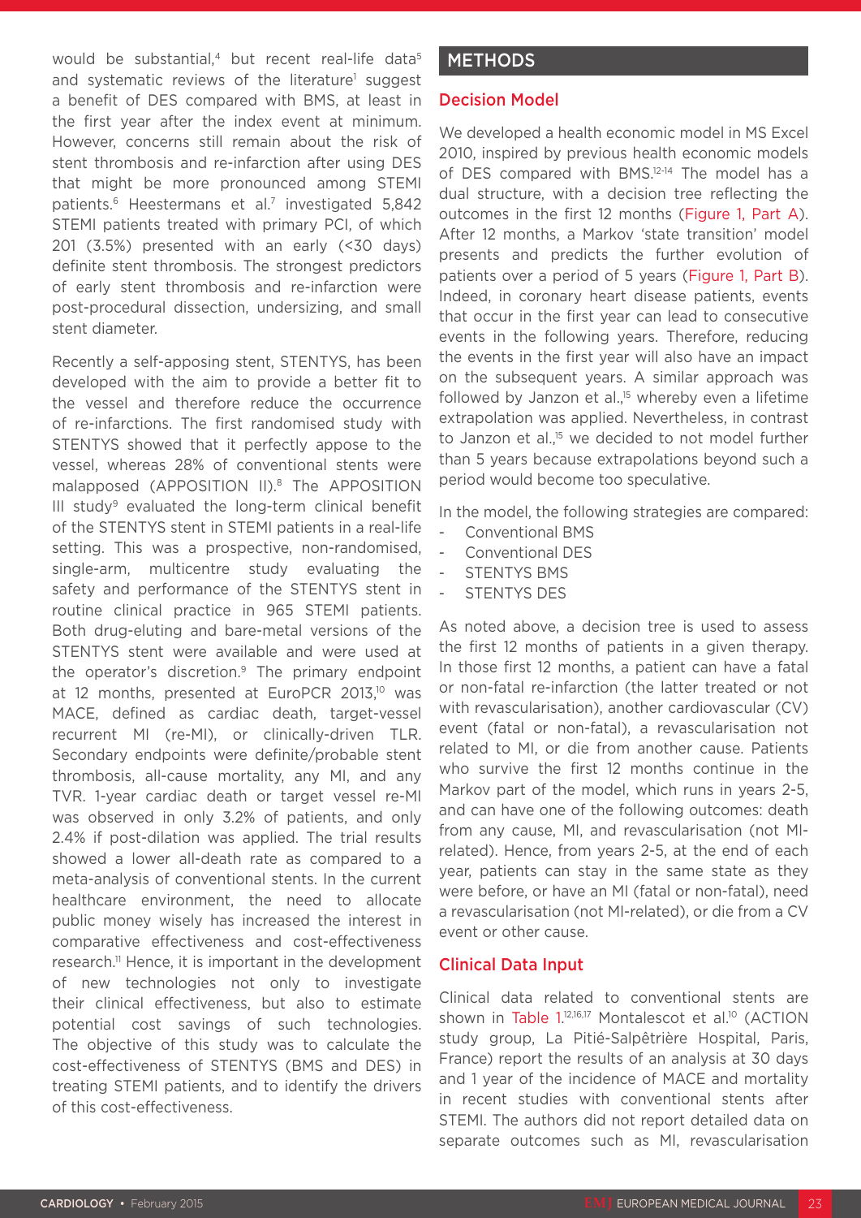would be substantial,[4] but recent real-life data[5] and systematic reviews of the literature[1] suggest a benefit of DES compared with BMS, at least in the first year after the index event at minimum. However, concerns still remain about the risk of stent thrombosis and re-infarction after using DES that might be more pronounced among STEMI patients.[6] Heestermans et al.[7] investigated 5,842 STEMI patients treated with primary PCI, of which 201 (3.5%) presented with an early (<30 days) definite stent thrombosis. The strongest predictors of early stent thrombosis and re-infarction were post-procedural dissection, undersizing, and small stent diameter.

Recently a self-apposing stent, STENTYS, has been developed with the aim to provide a better fit to the vessel and therefore reduce the occurrence of re-infarctions. The first randomised study with STENTYS showed that it perfectly appose to the vessel, whereas 28% of conventional stents were malapposed (APPOSITION II).[8] The APPOSITION III study[9] evaluated the long-term clinical benefit of the STENTYS stent in STEMI patients in a real-life setting. This was a prospective, non-randomised, single-arm, multicentre study evaluating the safety and performance of the STENTYS stent in routine clinical practice in 965 STEMI patients. Both drug-eluting and bare-metal versions of the STENTYS stent were available and were used at the operator's discretion.[9] The primary endpoint at 12 months, presented at EuroPCR 2013,[10] was MACE, defined as cardiac death, target-vessel recurrent MI (re-MI), or clinically-driven TLR. Secondary endpoints were definite/probable stent thrombosis, all-cause mortality, any MI, and any TVR. 1-year cardiac death or target vessel re-MI was observed in only 3.2% of patients, and only 2.4% if post-dilation was applied. The trial results showed a lower all-death rate as compared to a meta-analysis of conventional stents. In the current healthcare environment, the need to allocate public money wisely has increased the interest in comparative effectiveness and cost-effectiveness research.[11] Hence, it is important in the development of new technologies not only to investigate their clinical effectiveness, but also to estimate potential cost savings of such technologies. The objective of this study was to calculate the cost-effectiveness of STENTYS (BMS and DES) in treating STEMI patients, and to identify the drivers of this cost-effectiveness.

## METHODS

### Decision Model

We developed a health economic model in MS Excel 2010, inspired by previous health economic models of DES compared with BMS.[12-14] The model has a dual structure, with a decision tree reflecting the outcomes in the first 12 months (Figure 1, Part A). After 12 months, a Markov 'state transition' model presents and predicts the further evolution of patients over a period of 5 years (Figure 1, Part B). Indeed, in coronary heart disease patients, events that occur in the first year can lead to consecutive events in the following years. Therefore, reducing the events in the first year will also have an impact on the subsequent years. A similar approach was followed by Janzon et al.,[15] whereby even a lifetime extrapolation was applied. Nevertheless, in contrast to Janzon et al.,[15] we decided to not model further than 5 years because extrapolations beyond such a period would become too speculative.

In the model, the following strategies are compared:

- Conventional BMS
- Conventional DES
- STENTYS BMS
- STENTYS DES

As noted above, a decision tree is used to assess the first 12 months of patients in a given therapy. In those first 12 months, a patient can have a fatal or non-fatal re-infarction (the latter treated or not with revascularisation), another cardiovascular (CV) event (fatal or non-fatal), a revascularisation not related to MI, or die from another cause. Patients who survive the first 12 months continue in the Markov part of the model, which runs in years 2-5, and can have one of the following outcomes: death from any cause, MI, and revascularisation (not MI-related). Hence, from years 2-5, at the end of each year, patients can stay in the same state as they were before, or have an MI (fatal or non-fatal), need a revascularisation (not MI-related), or die from a CV event or other cause.

### Clinical Data Input

Clinical data related to conventional stents are shown in Table 1.[12,16,17] Montalescot et al.[10] (ACTION study group, La Pitié-Salpêtrière Hospital, Paris, France) report the results of an analysis at 30 days and 1 year of the incidence of MACE and mortality in recent studies with conventional stents after STEMI. The authors did not report detailed data on separate outcomes such as MI, revascularisation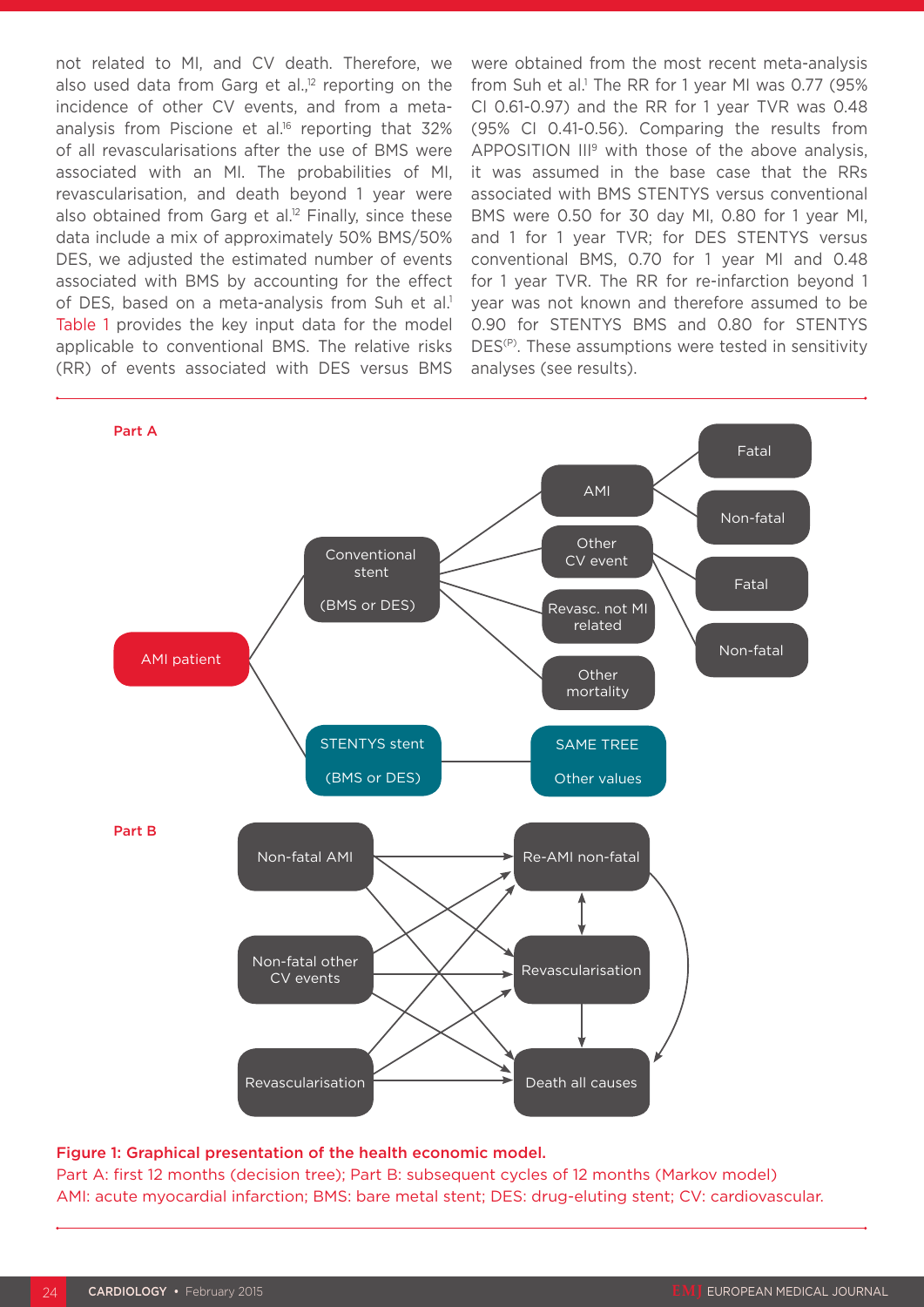not related to MI, and CV death. Therefore, we also used data from Garg et al.,[12] reporting on the incidence of other CV events, and from a meta-analysis from Piscione et al.[16] reporting that 32% of all revascularisations after the use of BMS were associated with an MI. The probabilities of MI, revascularisation, and death beyond 1 year were also obtained from Garg et al.[12] Finally, since these data include a mix of approximately 50% BMS/50% DES, we adjusted the estimated number of events associated with BMS by accounting for the effect of DES, based on a meta-analysis from Suh et al.[1] Table 1 provides the key input data for the model applicable to conventional BMS. The relative risks (RR) of events associated with DES versus BMS were obtained from the most recent meta-analysis from Suh et al.[1] The RR for 1 year MI was 0.77 (95% CI 0.61-0.97) and the RR for 1 year TVR was 0.48 (95% CI 0.41-0.56). Comparing the results from APPOSITION III[9] with those of the above analysis, it was assumed in the base case that the RRs associated with BMS STENTYS versus conventional BMS were 0.50 for 30 day MI, 0.80 for 1 year MI, and 1 for 1 year TVR; for DES STENTYS versus conventional BMS, 0.70 for 1 year MI and 0.48 for 1 year TVR. The RR for re-infarction beyond 1 year was not known and therefore assumed to be 0.90 for STENTYS BMS and 0.80 for STENTYS DES[(P)]. These assumptions were tested in sensitivity analyses (see results).

**Figure 1: Graphical presentation of the health economic model.**
Part A: first 12 months (decision tree); Part B: subsequent cycles of 12 months (Markov model)
AMI: acute myocardial infarction; BMS: bare metal stent; DES: drug-eluting stent; CV: cardiovascular.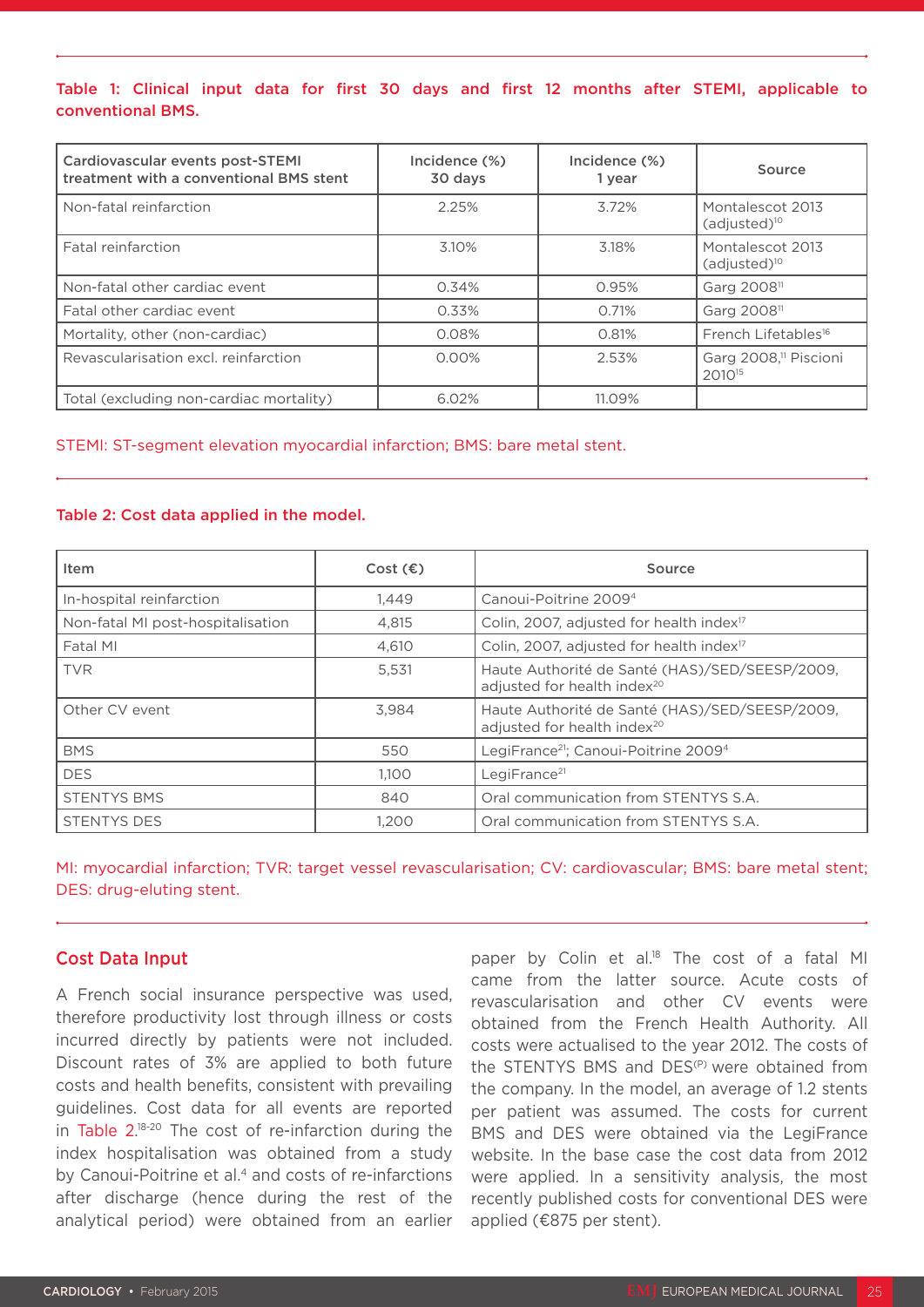Table 1: Clinical input data for first 30 days and first 12 months after STEMI, applicable to conventional BMS.

| Cardiovascular events post-STEMI treatment with a conventional BMS stent | Incidence (%) 30 days | Incidence (%) 1 year | Source |
|---|---|---|---|
| Non-fatal reinfarction | 2.25% | 3.72% | Montalescot 2013 (adjusted)[10] |
| Fatal reinfarction | 3.10% | 3.18% | Montalescot 2013 (adjusted)[10] |
| Non-fatal other cardiac event | 0.34% | 0.95% | Garg 2008[11] |
| Fatal other cardiac event | 0.33% | 0.71% | Garg 2008[11] |
| Mortality, other (non-cardiac) | 0.08% | 0.81% | French Lifetables[16] |
| Revascularisation excl. reinfarction | 0.00% | 2.53% | Garg 2008,[11] Piscioni 2010[15] |
| Total (excluding non-cardiac mortality) | 6.02% | 11.09% | |

STEMI: ST-segment elevation myocardial infarction; BMS: bare metal stent.

Table 2: Cost data applied in the model.

| Item | Cost (€) | Source |
|---|---|---|
| In-hospital reinfarction | 1,449 | Canoui-Poitrine 2009[4] |
| Non-fatal MI post-hospitalisation | 4,815 | Colin, 2007, adjusted for health index[17] |
| Fatal MI | 4,610 | Colin, 2007, adjusted for health index[17] |
| TVR | 5,531 | Haute Autorité de Santé (HAS)/SED/SEESP/2009, adjusted for health index[20] |
| Other CV event | 3,984 | Haute Autorité de Santé (HAS)/SED/SEESP/2009, adjusted for health index[20] |
| BMS | 550 | LegiFrance[21]; Canoui-Poitrine 2009[4] |
| DES | 1,100 | LegiFrance[21] |
| STENTYS BMS | 840 | Oral communication from STENTYS S.A. |
| STENTYS DES | 1,200 | Oral communication from STENTYS S.A. |

MI: myocardial infarction; TVR: target vessel revascularisation; CV: cardiovascular; BMS: bare metal stent; DES: drug-eluting stent.

## Cost Data Input

A French social insurance perspective was used, therefore productivity lost through illness or costs incurred directly by patients were not included. Discount rates of 3% are applied to both future costs and health benefits, consistent with prevailing guidelines. Cost data for all events are reported in Table 2.[18-20] The cost of re-infarction during the index hospitalisation was obtained from a study by Canoui-Poitrine et al.[4] and costs of re-infarctions after discharge (hence during the rest of the analytical period) were obtained from an earlier paper by Colin et al.[18] The cost of a fatal MI came from the latter source. Acute costs of revascularisation and other CV events were obtained from the French Health Authority. All costs were actualised to the year 2012. The costs of the STENTYS BMS and DES[(P)] were obtained from the company. In the model, an average of 1.2 stents per patient was assumed. The costs for current BMS and DES were obtained via the LegiFrance website. In the base case the cost data from 2012 were applied. In a sensitivity analysis, the most recently published costs for conventional DES were applied (€875 per stent).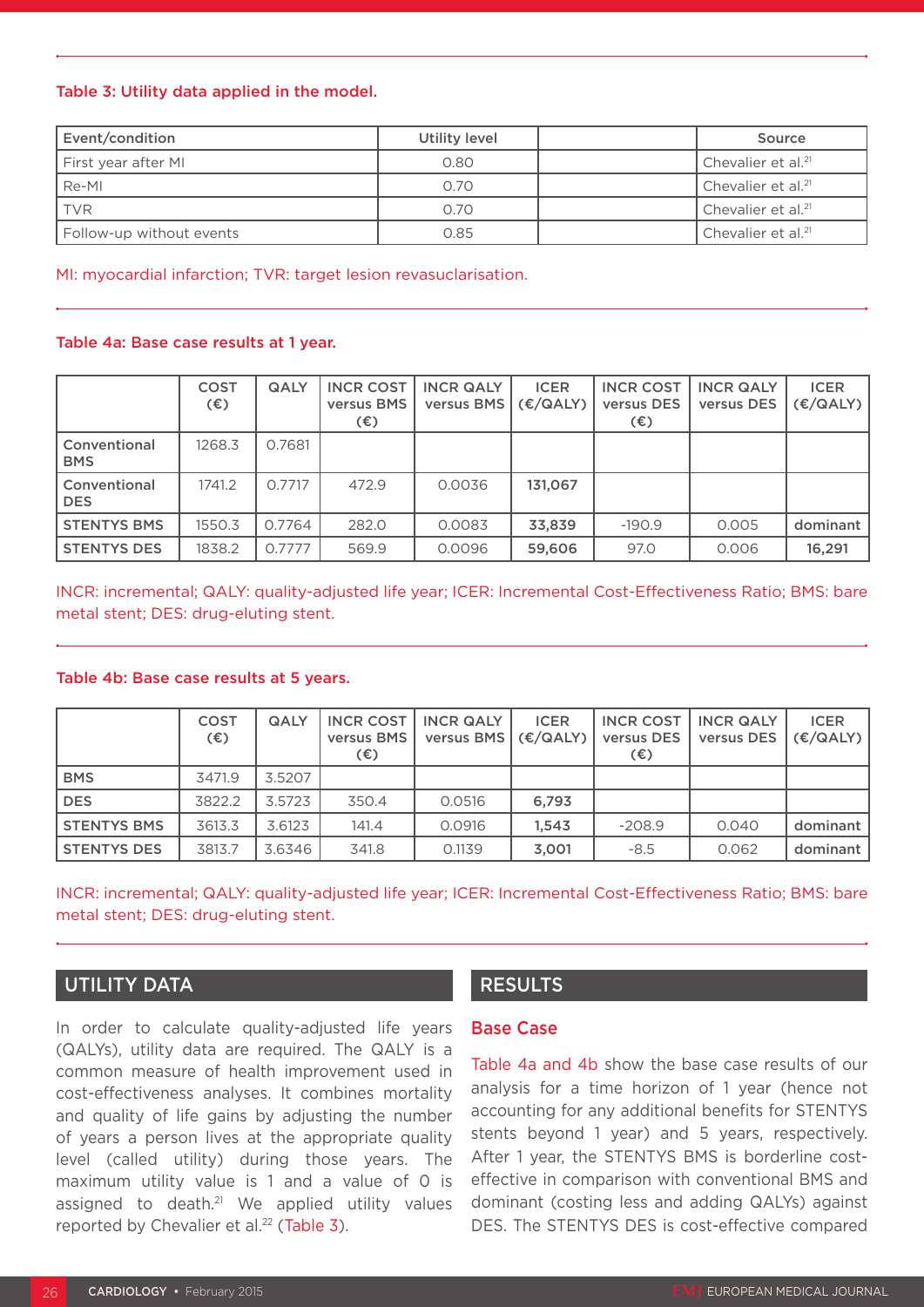**Table 3: Utility data applied in the model.**

| Event/condition | Utility level | | Source |
|---|---|---|---|
| First year after MI | 0.80 | | Chevalier et al.[21] |
| Re-MI | 0.70 | | Chevalier et al.[21] |
| TVR | 0.70 | | Chevalier et al.[21] |
| Follow-up without events | 0.85 | | Chevalier et al.[21] |

MI: myocardial infarction; TVR: target lesion revasuclarisation.

**Table 4a: Base case results at 1 year.**

| | COST (€) | QALY | INCR COST versus BMS (€) | INCR QALY versus BMS | ICER (€/QALY) | INCR COST versus DES (€) | INCR QALY versus DES | ICER (€/QALY) |
|---|---|---|---|---|---|---|---|---|
| **Conventional BMS** | 1268.3 | 0.7681 | | | | | | |
| **Conventional DES** | 1741.2 | 0.7717 | 472.9 | 0.0036 | **131,067** | | | |
| **STENTYS BMS** | 1550.3 | 0.7764 | 282.0 | 0.0083 | **33,839** | -190.9 | 0.005 | **dominant** |
| **STENTYS DES** | 1838.2 | 0.7777 | 569.9 | 0.0096 | **59,606** | 97.0 | 0.006 | **16,291** |

INCR: incremental; QALY: quality-adjusted life year; ICER: Incremental Cost-Effectiveness Ratio; BMS: bare metal stent; DES: drug-eluting stent.

**Table 4b: Base case results at 5 years.**

| | COST (€) | QALY | INCR COST versus BMS (€) | INCR QALY versus BMS | ICER (€/QALY) | INCR COST versus DES (€) | INCR QALY versus DES | ICER (€/QALY) |
|---|---|---|---|---|---|---|---|---|
| **BMS** | 3471.9 | 3.5207 | | | | | | |
| **DES** | 3822.2 | 3.5723 | 350.4 | 0.0516 | **6,793** | | | |
| **STENTYS BMS** | 3613.3 | 3.6123 | 141.4 | 0.0916 | **1,543** | -208.9 | 0.040 | **dominant** |
| **STENTYS DES** | 3813.7 | 3.6346 | 341.8 | 0.1139 | **3,001** | -8.5 | 0.062 | **dominant** |

INCR: incremental; QALY: quality-adjusted life year; ICER: Incremental Cost-Effectiveness Ratio; BMS: bare metal stent; DES: drug-eluting stent.

## UTILITY DATA

In order to calculate quality-adjusted life years (QALYs), utility data are required. The QALY is a common measure of health improvement used in cost-effectiveness analyses. It combines mortality and quality of life gains by adjusting the number of years a person lives at the appropriate quality level (called utility) during those years. The maximum utility value is 1 and a value of 0 is assigned to death.[21] We applied utility values reported by Chevalier et al.[22] (Table 3).

## RESULTS

### Base Case

Table 4a and 4b show the base case results of our analysis for a time horizon of 1 year (hence not accounting for any additional benefits for STENTYS stents beyond 1 year) and 5 years, respectively. After 1 year, the STENTYS BMS is borderline cost-effective in comparison with conventional BMS and dominant (costing less and adding QALYs) against DES. The STENTYS DES is cost-effective compared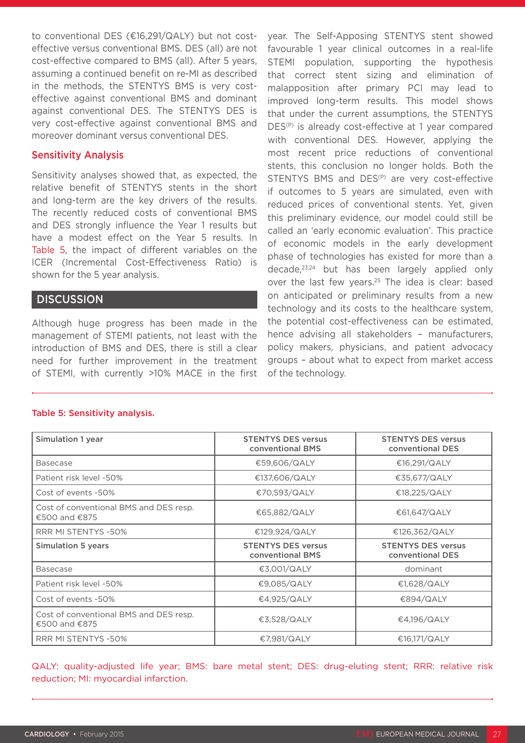to conventional DES (€16,291/QALY) but not cost-effective versus conventional BMS. DES (all) are not cost-effective compared to BMS (all). After 5 years, assuming a continued benefit on re-MI as described in the methods, the STENTYS BMS is very cost-effective against conventional BMS and dominant against conventional DES. The STENTYS DES is very cost-effective against conventional BMS and moreover dominant versus conventional DES.

### Sensitivity Analysis

Sensitivity analyses showed that, as expected, the relative benefit of STENTYS stents in the short and long-term are the key drivers of the results. The recently reduced costs of conventional BMS and DES strongly influence the Year 1 results but have a modest effect on the Year 5 results. In Table 5, the impact of different variables on the ICER (Incremental Cost-Effectiveness Ratio) is shown for the 5 year analysis.

## DISCUSSION

Although huge progress has been made in the management of STEMI patients, not least with the introduction of BMS and DES, there is still a clear need for further improvement in the treatment of STEMI, with currently >10% MACE in the first year. The Self-Apposing STENTYS stent showed favourable 1 year clinical outcomes in a real-life STEMI population, supporting the hypothesis that correct stent sizing and elimination of malapposition after primary PCI may lead to improved long-term results. This model shows that under the current assumptions, the STENTYS DES(P) is already cost-effective at 1 year compared with conventional DES. However, applying the most recent price reductions of conventional stents, this conclusion no longer holds. Both the STENTYS BMS and DES(P) are very cost-effective if outcomes to 5 years are simulated, even with reduced prices of conventional stents. Yet, given this preliminary evidence, our model could still be called an 'early economic evaluation'. This practice of economic models in the early development phase of technologies has existed for more than a decade,[23,24] but has been largely applied only over the last few years.[25] The idea is clear: based on anticipated or preliminary results from a new technology and its costs to the healthcare system, the potential cost-effectiveness can be estimated, hence advising all stakeholders – manufacturers, policy makers, physicians, and patient advocacy groups – about what to expect from market access of the technology.

**Table 5: Sensitivity analysis.**

| **Simulation 1 year** | STENTYS DES versus conventional BMS | STENTYS DES versus conventional DES |
|---|---|---|
| Basecase | €59,606/QALY | €16,291/QALY |
| Patient risk level -50% | €137,606/QALY | €35,677/QALY |
| Cost of events -50% | €70,593/QALY | €18,225/QALY |
| Cost of conventional BMS and DES resp. €500 and €875 | €65,882/QALY | €61,647/QALY |
| RRR MI STENTYS -50% | €129,924/QALY | €126,362/QALY |
| **Simulation 5 years** | **STENTYS DES versus conventional BMS** | **STENTYS DES versus conventional DES** |
| Basecase | €3,001/QALY | dominant |
| Patient risk level -50% | €9,085/QALY | €1,628/QALY |
| Cost of events -50% | €4,925/QALY | €894/QALY |
| Cost of conventional BMS and DES resp. €500 and €875 | €3,528/QALY | €4,196/QALY |
| RRR MI STENTYS -50% | €7,981/QALY | €16,171/QALY |

QALY: quality-adjusted life year; BMS: bare metal stent; DES: drug-eluting stent; RRR: relative risk reduction; MI: myocardial infarction.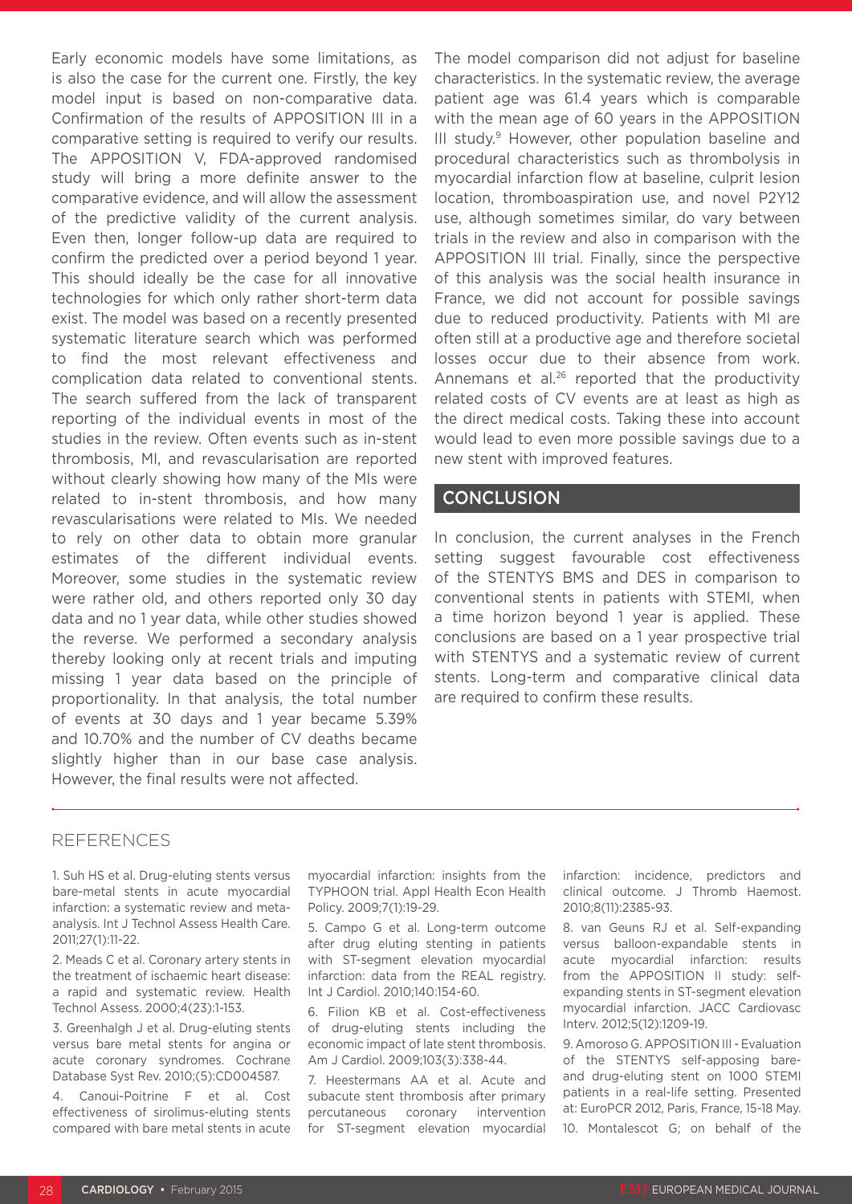Early economic models have some limitations, as is also the case for the current one. Firstly, the key model input is based on non-comparative data. Confirmation of the results of APPOSITION III in a comparative setting is required to verify our results. The APPOSITION V, FDA-approved randomised study will bring a more definite answer to the comparative evidence, and will allow the assessment of the predictive validity of the current analysis. Even then, longer follow-up data are required to confirm the predicted over a period beyond 1 year. This should ideally be the case for all innovative technologies for which only rather short-term data exist. The model was based on a recently presented systematic literature search which was performed to find the most relevant effectiveness and complication data related to conventional stents. The search suffered from the lack of transparent reporting of the individual events in most of the studies in the review. Often events such as in-stent thrombosis, MI, and revascularisation are reported without clearly showing how many of the MIs were related to in-stent thrombosis, and how many revascularisations were related to MIs. We needed to rely on other data to obtain more granular estimates of the different individual events. Moreover, some studies in the systematic review were rather old, and others reported only 30 day data and no 1 year data, while other studies showed the reverse. We performed a secondary analysis thereby looking only at recent trials and imputing missing 1 year data based on the principle of proportionality. In that analysis, the total number of events at 30 days and 1 year became 5.39% and 10.70% and the number of CV deaths became slightly higher than in our base case analysis. However, the final results were not affected.

The model comparison did not adjust for baseline characteristics. In the systematic review, the average patient age was 61.4 years which is comparable with the mean age of 60 years in the APPOSITION III study.[9] However, other population baseline and procedural characteristics such as thrombolysis in myocardial infarction flow at baseline, culprit lesion location, thromboaspiration use, and novel P2Y12 use, although sometimes similar, do vary between trials in the review and also in comparison with the APPOSITION III trial. Finally, since the perspective of this analysis was the social health insurance in France, we did not account for possible savings due to reduced productivity. Patients with MI are often still at a productive age and therefore societal losses occur due to their absence from work. Annemans et al.[26] reported that the productivity related costs of CV events are at least as high as the direct medical costs. Taking these into account would lead to even more possible savings due to a new stent with improved features.

## CONCLUSION

In conclusion, the current analyses in the French setting suggest favourable cost effectiveness of the STENTYS BMS and DES in comparison to conventional stents in patients with STEMI, when a time horizon beyond 1 year is applied. These conclusions are based on a 1 year prospective trial with STENTYS and a systematic review of current stents. Long-term and comparative clinical data are required to confirm these results.

## REFERENCES

1. Suh HS et al. Drug-eluting stents versus bare-metal stents in acute myocardial infarction: a systematic review and meta-analysis. Int J Technol Assess Health Care. 2011;27(1):11-22.

2. Meads C et al. Coronary artery stents in the treatment of ischaemic heart disease: a rapid and systematic review. Health Technol Assess. 2000;4(23):1-153.

3. Greenhalgh J et al. Drug-eluting stents versus bare metal stents for angina or acute coronary syndromes. Cochrane Database Syst Rev. 2010;(5):CD004587.

4. Canoui-Poitrine F et al. Cost effectiveness of sirolimus-eluting stents compared with bare metal stents in acute myocardial infarction: insights from the TYPHOON trial. Appl Health Econ Health Policy. 2009;7(1):19-29.

5. Campo G et al. Long-term outcome after drug eluting stenting in patients with ST-segment elevation myocardial infarction: data from the REAL registry. Int J Cardiol. 2010;140:154-60.

6. Filion KB et al. Cost-effectiveness of drug-eluting stents including the economic impact of late stent thrombosis. Am J Cardiol. 2009;103(3):338-44.

7. Heestermans AA et al. Acute and subacute stent thrombosis after primary percutaneous coronary intervention for ST-segment elevation myocardial infarction: incidence, predictors and clinical outcome. J Thromb Haemost. 2010;8(11):2385-93.

8. van Geuns RJ et al. Self-expanding versus balloon-expandable stents in acute myocardial infarction: results from the APPOSITION II study: self-expanding stents in ST-segment elevation myocardial infarction. JACC Cardiovasc Interv. 2012;5(12):1209-19.

9. Amoroso G. APPOSITION III - Evaluation of the STENTYS self-apposing bare-and drug-eluting stent on 1000 STEMI patients in a real-life setting. Presented at: EuroPCR 2012, Paris, France, 15-18 May.

10. Montalescot G; on behalf of the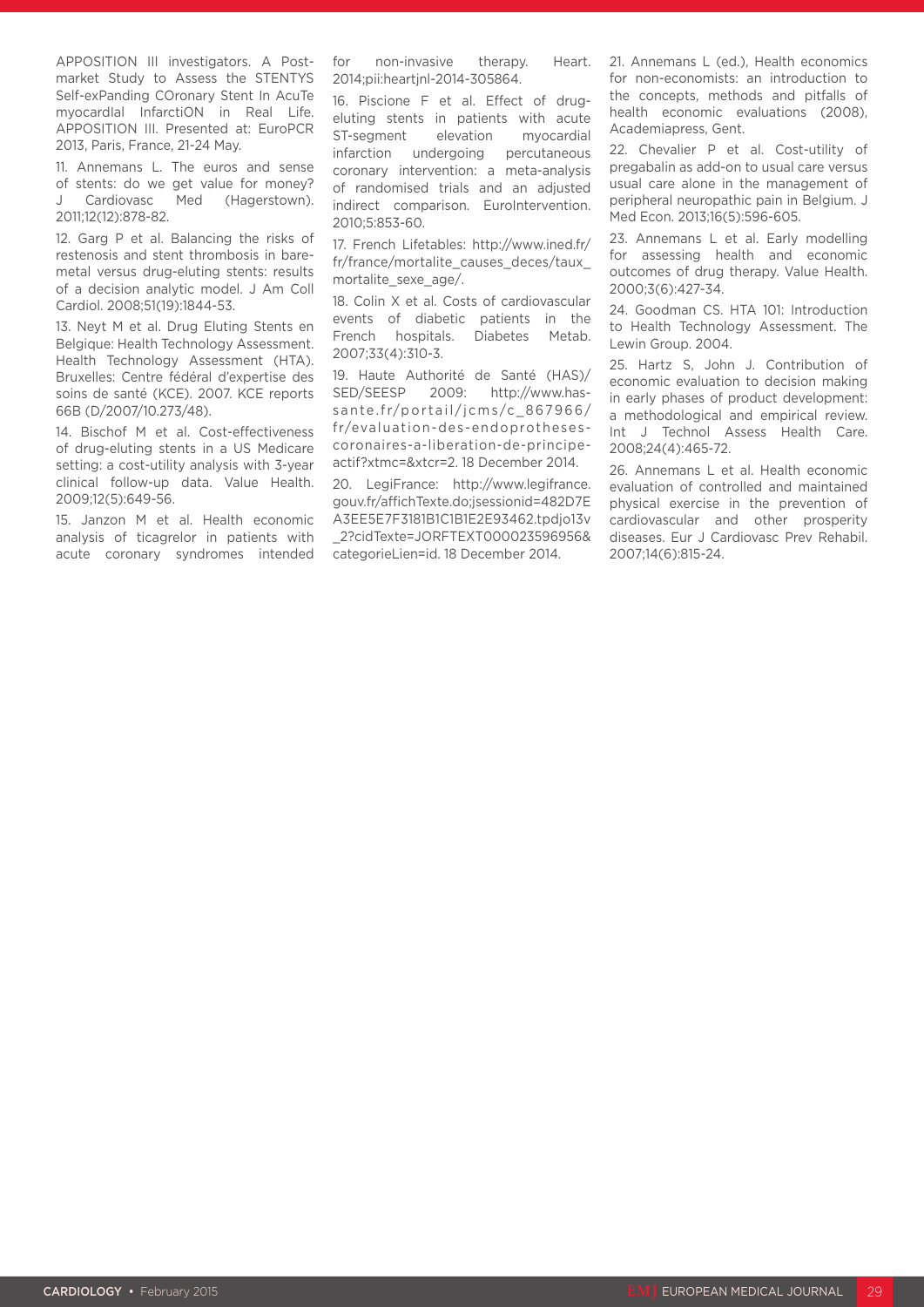APPOSITION III investigators. A Post-market Study to Assess the STENTYS Self-exPanding COronary Stent In AcuTe myocardIal InfarctiON in Real Life. APPOSITION III. Presented at: EuroPCR 2013, Paris, France, 21-24 May.

11. Annemans L. The euros and sense of stents: do we get value for money? J Cardiovasc Med (Hagerstown). 2011;12(12):878-82.

12. Garg P et al. Balancing the risks of restenosis and stent thrombosis in bare-metal versus drug-eluting stents: results of a decision analytic model. J Am Coll Cardiol. 2008;51(19):1844-53.

13. Neyt M et al. Drug Eluting Stents en Belgique: Health Technology Assessment. Health Technology Assessment (HTA). Bruxelles: Centre fédéral d'expertise des soins de santé (KCE). 2007. KCE reports 66B (D/2007/10.273/48).

14. Bischof M et al. Cost-effectiveness of drug-eluting stents in a US Medicare setting: a cost-utility analysis with 3-year clinical follow-up data. Value Health. 2009;12(5):649-56.

15. Janzon M et al. Health economic analysis of ticagrelor in patients with acute coronary syndromes intended for non-invasive therapy. Heart. 2014;pii:heartjnl-2014-305864.

16. Piscione F et al. Effect of drug-eluting stents in patients with acute ST-segment elevation myocardial infarction undergoing percutaneous coronary intervention: a meta-analysis of randomised trials and an adjusted indirect comparison. EuroIntervention. 2010;5:853-60.

17. French Lifetables: http://www.ined.fr/fr/france/mortalite_causes_deces/taux_mortalite_sexe_age/.

18. Colin X et al. Costs of cardiovascular events of diabetic patients in the French hospitals. Diabetes Metab. 2007;33(4):310-3.

19. Haute Authorité de Santé (HAS)/SED/SEESP 2009: http://www.has-sante.fr/portail/jcms/c_867966/fr/evaluation-des-endoprotheses-coronaires-a-liberation-de-principe-actif?xtmc=&xtcr=2. 18 December 2014.

20. LegiFrance: http://www.legifrance.gouv.fr/affichTexte.do;jsessionid=482D7EA3EE5E7F3181B1C1B1E2E93462.tpdjo13v_2?cidTexte=JORFTEXT000023596956&categorieLien=id. 18 December 2014.

21. Annemans L (ed.), Health economics for non-economists: an introduction to the concepts, methods and pitfalls of health economic evaluations (2008), Academiapress, Gent.

22. Chevalier P et al. Cost-utility of pregabalin as add-on to usual care versus usual care alone in the management of peripheral neuropathic pain in Belgium. J Med Econ. 2013;16(5):596-605.

23. Annemans L et al. Early modelling for assessing health and economic outcomes of drug therapy. Value Health. 2000;3(6):427-34.

24. Goodman CS. HTA 101: Introduction to Health Technology Assessment. The Lewin Group. 2004.

25. Hartz S, John J. Contribution of economic evaluation to decision making in early phases of product development: a methodological and empirical review. Int J Technol Assess Health Care. 2008;24(4):465-72.

26. Annemans L et al. Health economic evaluation of controlled and maintained physical exercise in the prevention of cardiovascular and other prosperity diseases. Eur J Cardiovasc Prev Rehabil. 2007;14(6):815-24.